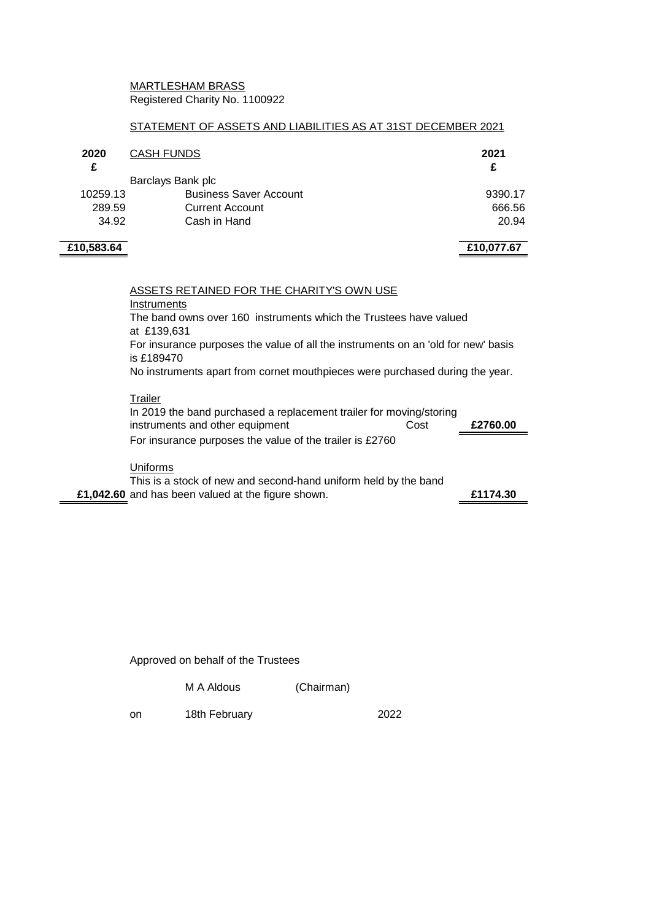MARTLESHAM BRASS

Registered Charity No. 1100922

STATEMENT OF ASSETS AND LIABILITIES AS AT 31ST DECEMBER 2021

| 2020 £ | CASH FUNDS | 2021 £ |
|---|---|---|
| | Barclays Bank plc | |
| 10259.13 | Business Saver Account | 9390.17 |
| 289.59 | Current Account | 666.56 |
| 34.92 | Cash in Hand | 20.94 |
| **£10,583.64** | | **£10,077.67** |

ASSETS RETAINED FOR THE CHARITY'S OWN USE

Instruments

The band owns over 160 instruments which the Trustees have valued at £139,631

For insurance purposes the value of all the instruments on an 'old for new' basis is £189470

No instruments apart from cornet mouthpieces were purchased during the year.

Trailer

In 2019 the band purchased a replacement trailer for moving/storing instruments and other equipment — Cost **£2760.00**

For insurance purposes the value of the trailer is £2760

Uniforms

| 2020 | | 2021 |
|---|---|---|
| **£1,042.60** | This is a stock of new and second-hand uniform held by the band and has been valued at the figure shown. | **£1174.30** |

Approved on behalf of the Trustees

M A Aldous (Chairman)

on 18th February 2022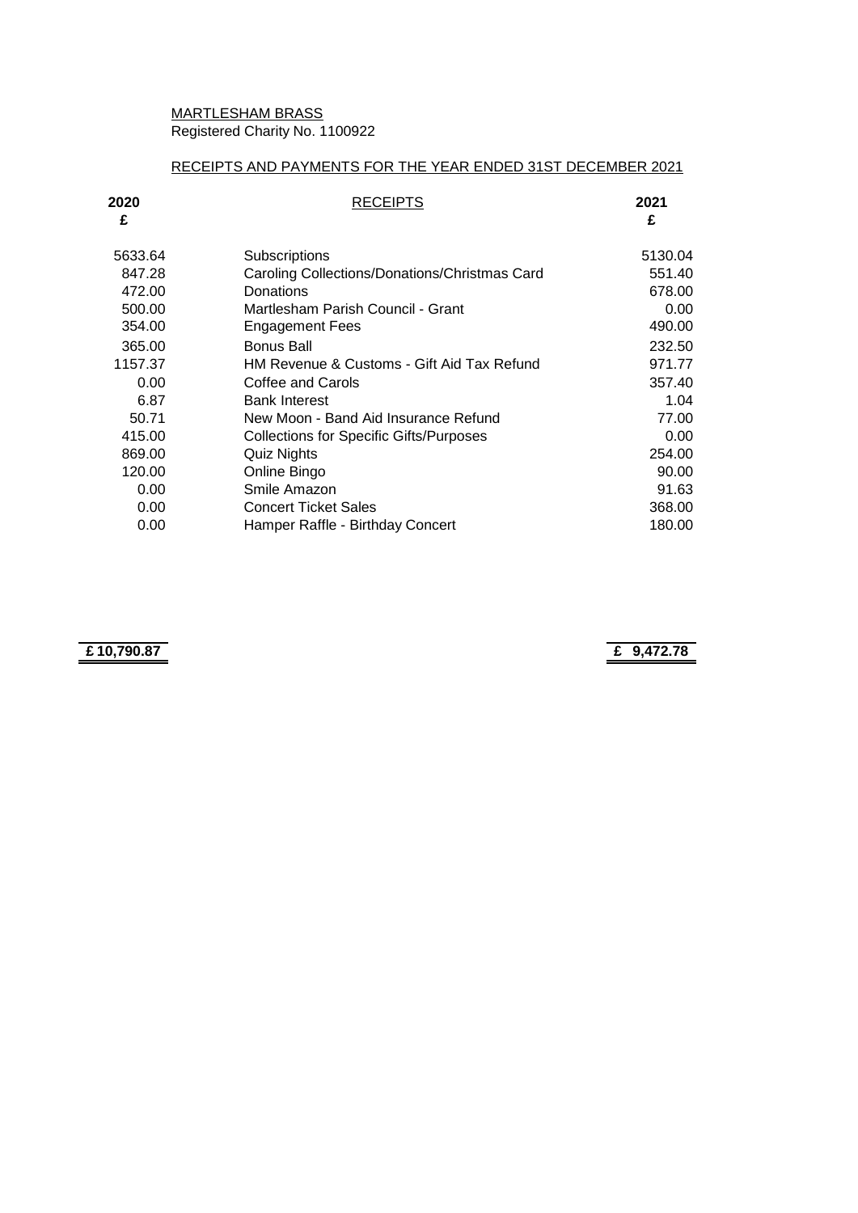MARTLESHAM BRASS
Registered Charity No. 1100922

RECEIPTS AND PAYMENTS FOR THE YEAR ENDED 31ST DECEMBER 2021

| 2020 £ | RECEIPTS | 2021 £ |
|---|---|---|
| 5633.64 | Subscriptions | 5130.04 |
| 847.28 | Caroling Collections/Donations/Christmas Card | 551.40 |
| 472.00 | Donations | 678.00 |
| 500.00 | Martlesham Parish Council - Grant | 0.00 |
| 354.00 | Engagement Fees | 490.00 |
| 365.00 | Bonus Ball | 232.50 |
| 1157.37 | HM Revenue & Customs - Gift Aid Tax Refund | 971.77 |
| 0.00 | Coffee and Carols | 357.40 |
| 6.87 | Bank Interest | 1.04 |
| 50.71 | New Moon - Band Aid Insurance Refund | 77.00 |
| 415.00 | Collections for Specific Gifts/Purposes | 0.00 |
| 869.00 | Quiz Nights | 254.00 |
| 120.00 | Online Bingo | 90.00 |
| 0.00 | Smile Amazon | 91.63 |
| 0.00 | Concert Ticket Sales | 368.00 |
| 0.00 | Hamper Raffle - Birthday Concert | 180.00 |
| **£ 10,790.87** | | **£ 9,472.78** |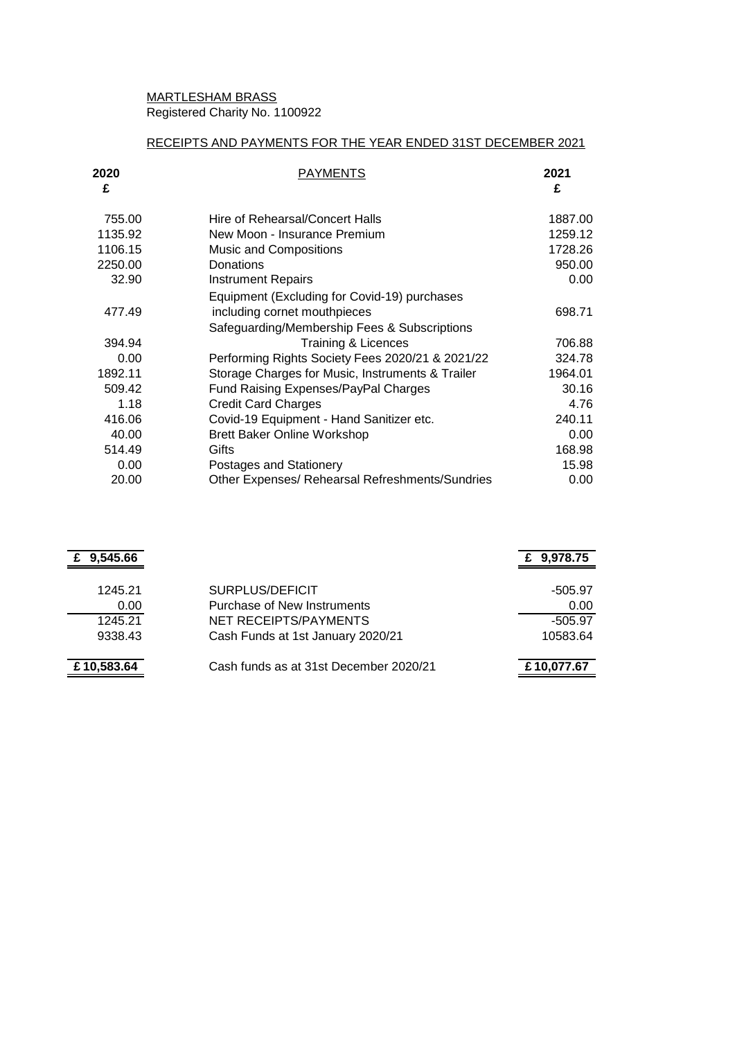MARTLESHAM BRASS
Registered Charity No. 1100922

RECEIPTS AND PAYMENTS FOR THE YEAR ENDED 31ST DECEMBER 2021

| 2020 £ | PAYMENTS | 2021 £ |
|---|---|---|
| 755.00 | Hire of Rehearsal/Concert Halls | 1887.00 |
| 1135.92 | New Moon - Insurance Premium | 1259.12 |
| 1106.15 | Music and Compositions | 1728.26 |
| 2250.00 | Donations | 950.00 |
| 32.90 | Instrument Repairs | 0.00 |
| 477.49 | Equipment (Excluding for Covid-19) purchases including cornet mouthpieces | 698.71 |
| 394.94 | Safeguarding/Membership Fees & Subscriptions Training & Licences | 706.88 |
| 0.00 | Performing Rights Society Fees 2020/21 & 2021/22 | 324.78 |
| 1892.11 | Storage Charges for Music, Instruments & Trailer | 1964.01 |
| 509.42 | Fund Raising Expenses/PayPal Charges | 30.16 |
| 1.18 | Credit Card Charges | 4.76 |
| 416.06 | Covid-19 Equipment - Hand Sanitizer etc. | 240.11 |
| 40.00 | Brett Baker Online Workshop | 0.00 |
| 514.49 | Gifts | 168.98 |
| 0.00 | Postages and Stationery | 15.98 |
| 20.00 | Other Expenses/ Rehearsal Refreshments/Sundries | 0.00 |
| £ 9,545.66 | | £ 9,978.75 |
| 1245.21 | SURPLUS/DEFICIT | -505.97 |
| 0.00 | Purchase of New Instruments | 0.00 |
| 1245.21 | NET RECEIPTS/PAYMENTS | -505.97 |
| 9338.43 | Cash Funds at 1st January 2020/21 | 10583.64 |
| £ 10,583.64 | Cash funds as at 31st December 2020/21 | £ 10,077.67 |